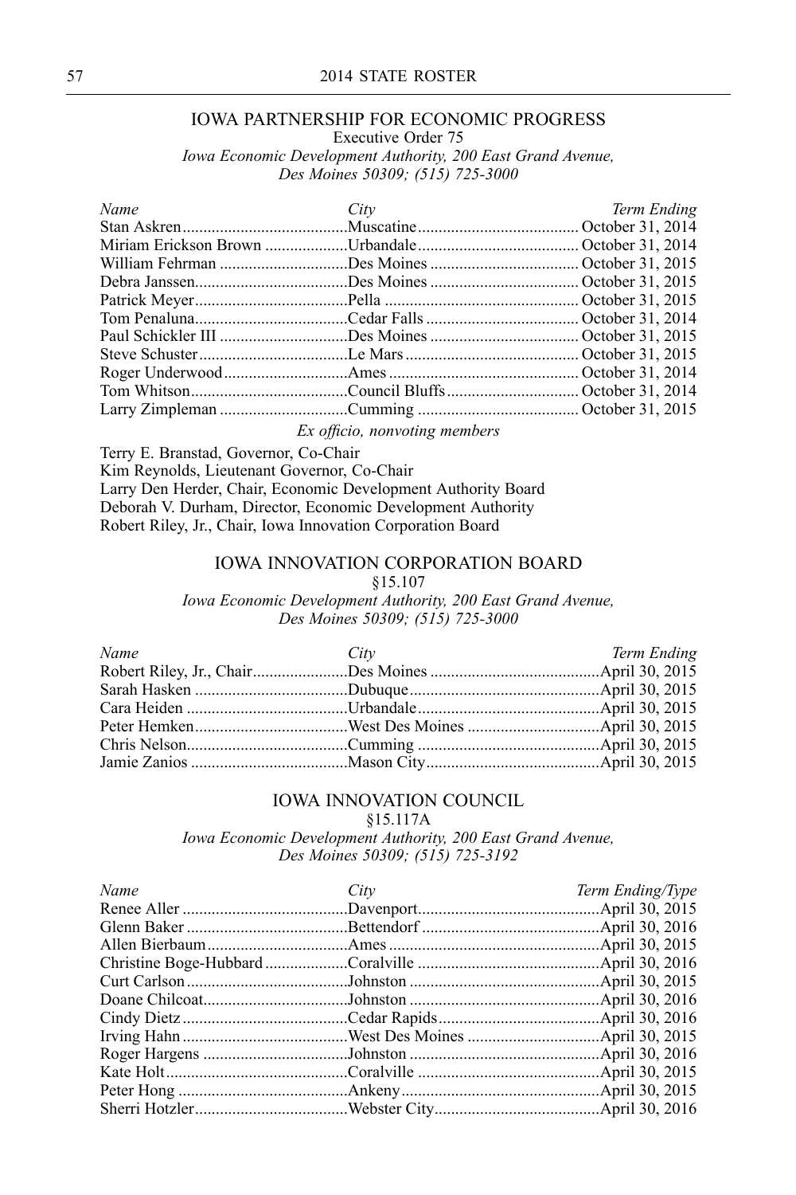## IOWA PARTNERSHIP FOR ECONOMIC PROGRESS

Executive Order 75

*Iowa Economic Development Authority, 200 East Grand Avenue, Des Moines 50309; (515) 725-3000*

| *Name* | *City* | *Term Ending* |
|---|---|---|
| Stan Askren | Muscatine | October 31, 2014 |
| Miriam Erickson Brown | Urbandale | October 31, 2014 |
| William Fehrman | Des Moines | October 31, 2015 |
| Debra Janssen | Des Moines | October 31, 2015 |
| Patrick Meyer | Pella | October 31, 2015 |
| Tom Penaluna | Cedar Falls | October 31, 2014 |
| Paul Schickler III | Des Moines | October 31, 2015 |
| Steve Schuster | Le Mars | October 31, 2015 |
| Roger Underwood | Ames | October 31, 2014 |
| Tom Whitson | Council Bluffs | October 31, 2014 |
| Larry Zimpleman | Cumming | October 31, 2015 |

*Ex officio, nonvoting members*

Terry E. Branstad, Governor, Co-Chair
Kim Reynolds, Lieutenant Governor, Co-Chair
Larry Den Herder, Chair, Economic Development Authority Board
Deborah V. Durham, Director, Economic Development Authority
Robert Riley, Jr., Chair, Iowa Innovation Corporation Board

## IOWA INNOVATION CORPORATION BOARD

§15.107

*Iowa Economic Development Authority, 200 East Grand Avenue, Des Moines 50309; (515) 725-3000*

| *Name* | *City* | *Term Ending* |
|---|---|---|
| Robert Riley, Jr., Chair | Des Moines | April 30, 2015 |
| Sarah Hasken | Dubuque | April 30, 2015 |
| Cara Heiden | Urbandale | April 30, 2015 |
| Peter Hemken | West Des Moines | April 30, 2015 |
| Chris Nelson | Cumming | April 30, 2015 |
| Jamie Zanios | Mason City | April 30, 2015 |

## IOWA INNOVATION COUNCIL

§15.117A

*Iowa Economic Development Authority, 200 East Grand Avenue, Des Moines 50309; (515) 725-3192*

| *Name* | *City* | *Term Ending/Type* |
|---|---|---|
| Renee Aller | Davenport | April 30, 2015 |
| Glenn Baker | Bettendorf | April 30, 2016 |
| Allen Bierbaum | Ames | April 30, 2015 |
| Christine Boge-Hubbard | Coralville | April 30, 2016 |
| Curt Carlson | Johnston | April 30, 2015 |
| Doane Chilcoat | Johnston | April 30, 2016 |
| Cindy Dietz | Cedar Rapids | April 30, 2016 |
| Irving Hahn | West Des Moines | April 30, 2015 |
| Roger Hargens | Johnston | April 30, 2016 |
| Kate Holt | Coralville | April 30, 2015 |
| Peter Hong | Ankeny | April 30, 2015 |
| Sherri Hotzler | Webster City | April 30, 2016 |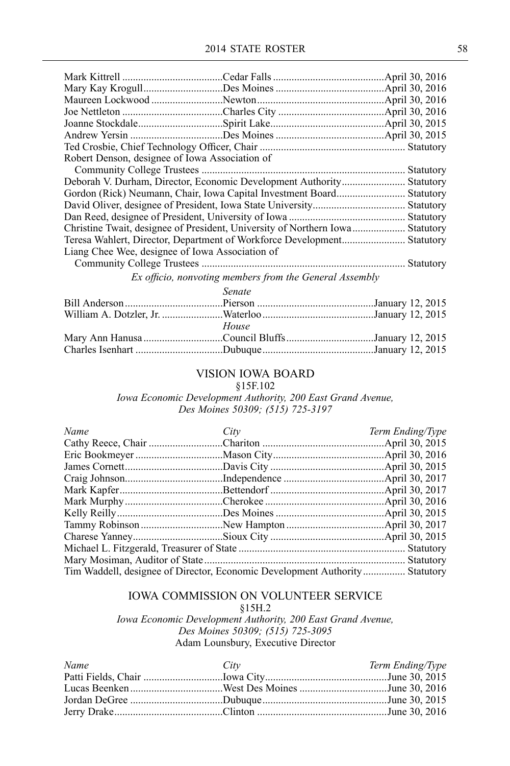| | | |
|---|---|---|
| Mark Kittrell | Cedar Falls | April 30, 2016 |
| Mary Kay Krogull | Des Moines | April 30, 2016 |
| Maureen Lockwood | Newton | April 30, 2016 |
| Joe Nettleton | Charles City | April 30, 2016 |
| Joanne Stockdale | Spirit Lake | April 30, 2015 |
| Andrew Yersin | Des Moines | April 30, 2015 |
| Ted Crosbie, Chief Technology Officer, Chair | | Statutory |
| Robert Denson, designee of Iowa Association of Community College Trustees | | Statutory |
| Deborah V. Durham, Director, Economic Development Authority | | Statutory |
| Gordon (Rick) Neumann, Chair, Iowa Capital Investment Board | | Statutory |
| David Oliver, designee of President, Iowa State University | | Statutory |
| Dan Reed, designee of President, University of Iowa | | Statutory |
| Christine Twait, designee of President, University of Northern Iowa | | Statutory |
| Teresa Wahlert, Director, Department of Workforce Development | | Statutory |
| Liang Chee Wee, designee of Iowa Association of Community College Trustees | | Statutory |

*Ex officio, nonvoting members from the General Assembly*

*Senate*

| | | |
|---|---|---|
| Bill Anderson | Pierson | January 12, 2015 |
| William A. Dotzler, Jr. | Waterloo | January 12, 2015 |

*House*

| | | |
|---|---|---|
| Mary Ann Hanusa | Council Bluffs | January 12, 2015 |
| Charles Isenhart | Dubuque | January 12, 2015 |

## VISION IOWA BOARD

§15F.102

*Iowa Economic Development Authority, 200 East Grand Avenue, Des Moines 50309; (515) 725-3197*

| *Name* | *City* | *Term Ending/Type* |
|---|---|---|
| Cathy Reece, Chair | Chariton | April 30, 2015 |
| Eric Bookmeyer | Mason City | April 30, 2016 |
| James Cornett | Davis City | April 30, 2015 |
| Craig Johnson | Independence | April 30, 2017 |
| Mark Kapfer | Bettendorf | April 30, 2017 |
| Mark Murphy | Cherokee | April 30, 2016 |
| Kelly Reilly | Des Moines | April 30, 2015 |
| Tammy Robinson | New Hampton | April 30, 2017 |
| Charese Yanney | Sioux City | April 30, 2015 |
| Michael L. Fitzgerald, Treasurer of State | | Statutory |
| Mary Mosiman, Auditor of State | | Statutory |
| Tim Waddell, designee of Director, Economic Development Authority | | Statutory |

## IOWA COMMISSION ON VOLUNTEER SERVICE

§15H.2

*Iowa Economic Development Authority, 200 East Grand Avenue, Des Moines 50309; (515) 725-3095*

Adam Lounsbury, Executive Director

| *Name* | *City* | *Term Ending/Type* |
|---|---|---|
| Patti Fields, Chair | Iowa City | June 30, 2015 |
| Lucas Beenken | West Des Moines | June 30, 2016 |
| Jordan DeGree | Dubuque | June 30, 2015 |
| Jerry Drake | Clinton | June 30, 2016 |